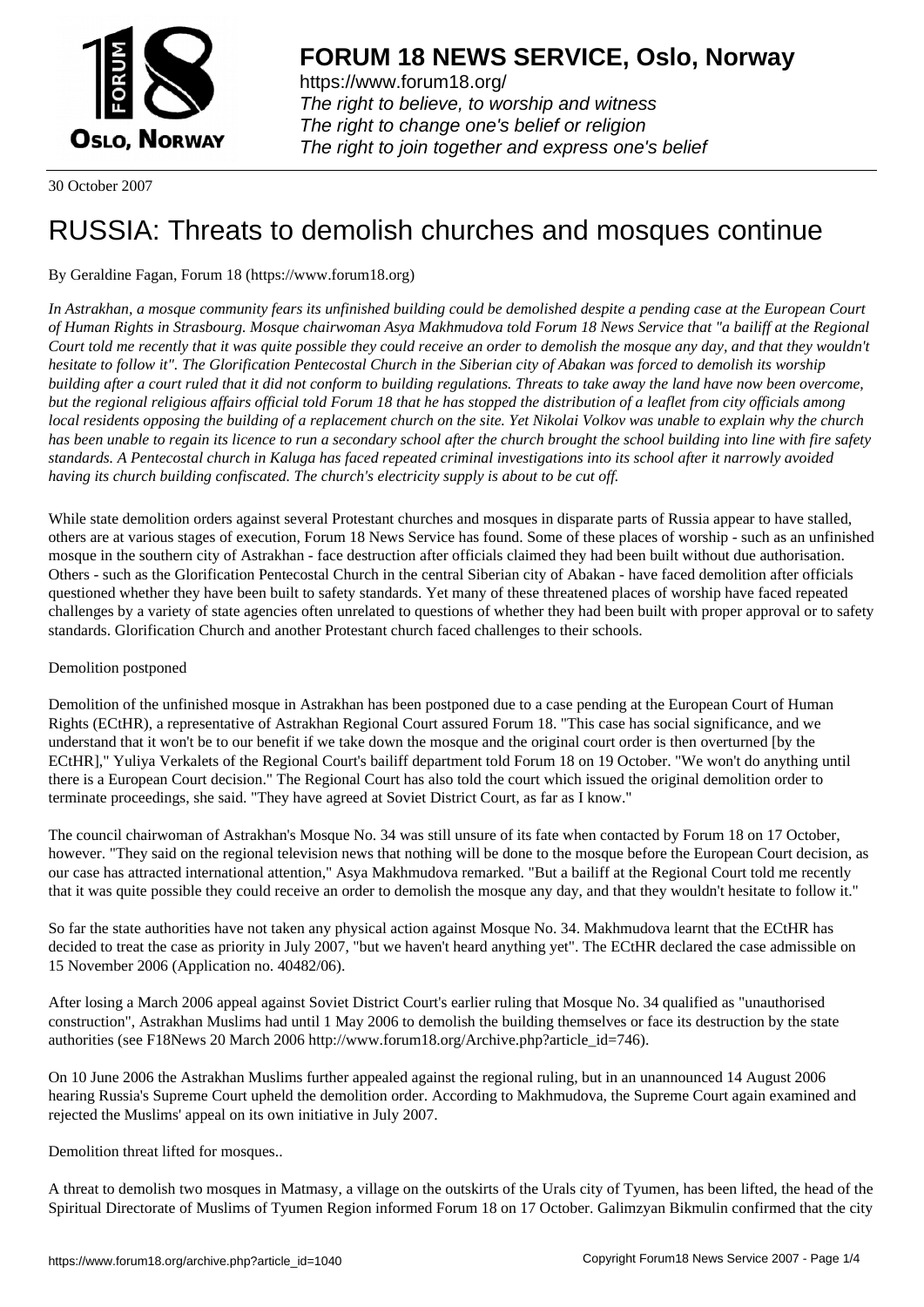# FORUM 18 NEWS SERVICE, Oslo, Norway

https://www.forum18.org/
*The right to believe, to worship and witness*
*The right to change one's belief or religion*
*The right to join together and express one's belief*

30 October 2007

# RUSSIA: Threats to demolish churches and mosques continue

By Geraldine Fagan, Forum 18 (https://www.forum18.org)

*In Astrakhan, a mosque community fears its unfinished building could be demolished despite a pending case at the European Court of Human Rights in Strasbourg. Mosque chairwoman Asya Makhmudova told Forum 18 News Service that "a bailiff at the Regional Court told me recently that it was quite possible they could receive an order to demolish the mosque any day, and that they wouldn't hesitate to follow it". The Glorification Pentecostal Church in the Siberian city of Abakan was forced to demolish its worship building after a court ruled that it did not conform to building regulations. Threats to take away the land have now been overcome, but the regional religious affairs official told Forum 18 that he has stopped the distribution of a leaflet from city officials among local residents opposing the building of a replacement church on the site. Yet Nikolai Volkov was unable to explain why the church has been unable to regain its licence to run a secondary school after the church brought the school building into line with fire safety standards. A Pentecostal church in Kaluga has faced repeated criminal investigations into its school after it narrowly avoided having its church building confiscated. The church's electricity supply is about to be cut off.*

While state demolition orders against several Protestant churches and mosques in disparate parts of Russia appear to have stalled, others are at various stages of execution, Forum 18 News Service has found. Some of these places of worship - such as an unfinished mosque in the southern city of Astrakhan - face destruction after officials claimed they had been built without due authorisation. Others - such as the Glorification Pentecostal Church in the central Siberian city of Abakan - have faced demolition after officials questioned whether they have been built to safety standards. Yet many of these threatened places of worship have faced repeated challenges by a variety of state agencies often unrelated to questions of whether they had been built with proper approval or to safety standards. Glorification Church and another Protestant church faced challenges to their schools.

Demolition postponed

Demolition of the unfinished mosque in Astrakhan has been postponed due to a case pending at the European Court of Human Rights (ECtHR), a representative of Astrakhan Regional Court assured Forum 18. "This case has social significance, and we understand that it won't be to our benefit if we take down the mosque and the original court order is then overturned [by the ECtHR]," Yuliya Verkalets of the Regional Court's bailiff department told Forum 18 on 19 October. "We won't do anything until there is a European Court decision." The Regional Court has also told the court which issued the original demolition order to terminate proceedings, she said. "They have agreed at Soviet District Court, as far as I know."

The council chairwoman of Astrakhan's Mosque No. 34 was still unsure of its fate when contacted by Forum 18 on 17 October, however. "They said on the regional television news that nothing will be done to the mosque before the European Court decision, as our case has attracted international attention," Asya Makhmudova remarked. "But a bailiff at the Regional Court told me recently that it was quite possible they could receive an order to demolish the mosque any day, and that they wouldn't hesitate to follow it."

So far the state authorities have not taken any physical action against Mosque No. 34. Makhmudova learnt that the ECtHR has decided to treat the case as priority in July 2007, "but we haven't heard anything yet". The ECtHR declared the case admissible on 15 November 2006 (Application no. 40482/06).

After losing a March 2006 appeal against Soviet District Court's earlier ruling that Mosque No. 34 qualified as "unauthorised construction", Astrakhan Muslims had until 1 May 2006 to demolish the building themselves or face its destruction by the state authorities (see F18News 20 March 2006 http://www.forum18.org/Archive.php?article_id=746).

On 10 June 2006 the Astrakhan Muslims further appealed against the regional ruling, but in an unannounced 14 August 2006 hearing Russia's Supreme Court upheld the demolition order. According to Makhmudova, the Supreme Court again examined and rejected the Muslims' appeal on its own initiative in July 2007.

Demolition threat lifted for mosques..

A threat to demolish two mosques in Matmasy, a village on the outskirts of the Urals city of Tyumen, has been lifted, the head of the Spiritual Directorate of Muslims of Tyumen Region informed Forum 18 on 17 October. Galimzyan Bikmulin confirmed that the city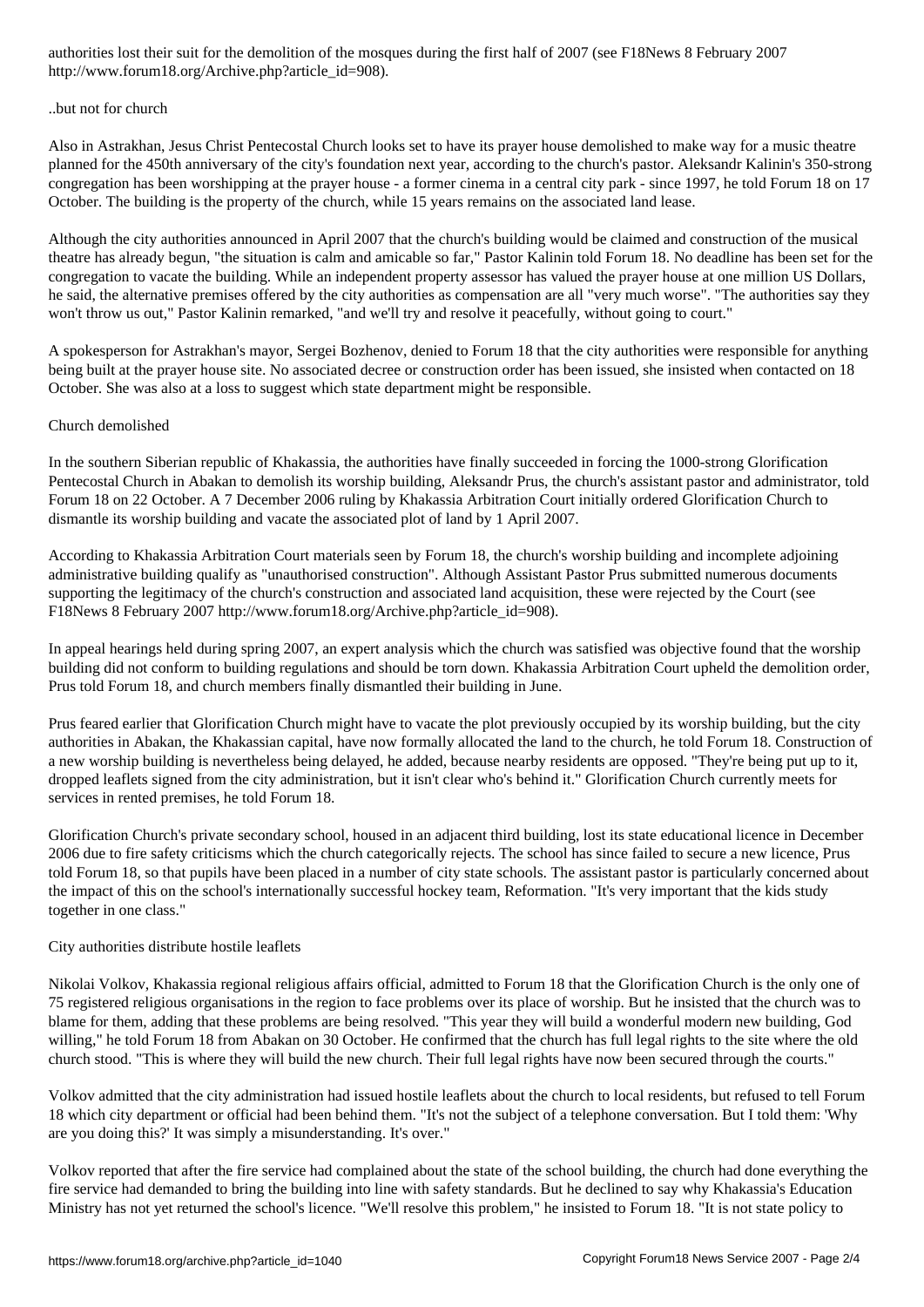authorities lost their suit for the demolition of the mosques during the first half of 2007 (see F18News 8 February 2007 http://www.forum18.org/Archive.php?article_id=908).

..but not for church

Also in Astrakhan, Jesus Christ Pentecostal Church looks set to have its prayer house demolished to make way for a music theatre planned for the 450th anniversary of the city's foundation next year, according to the church's pastor. Aleksandr Kalinin's 350-strong congregation has been worshipping at the prayer house - a former cinema in a central city park - since 1997, he told Forum 18 on 17 October. The building is the property of the church, while 15 years remains on the associated land lease.

Although the city authorities announced in April 2007 that the church's building would be claimed and construction of the musical theatre has already begun, "the situation is calm and amicable so far," Pastor Kalinin told Forum 18. No deadline has been set for the congregation to vacate the building. While an independent property assessor has valued the prayer house at one million US Dollars, he said, the alternative premises offered by the city authorities as compensation are all "very much worse". "The authorities say they won't throw us out," Pastor Kalinin remarked, "and we'll try and resolve it peacefully, without going to court."

A spokesperson for Astrakhan's mayor, Sergei Bozhenov, denied to Forum 18 that the city authorities were responsible for anything being built at the prayer house site. No associated decree or construction order has been issued, she insisted when contacted on 18 October. She was also at a loss to suggest which state department might be responsible.

Church demolished

In the southern Siberian republic of Khakassia, the authorities have finally succeeded in forcing the 1000-strong Glorification Pentecostal Church in Abakan to demolish its worship building, Aleksandr Prus, the church's assistant pastor and administrator, told Forum 18 on 22 October. A 7 December 2006 ruling by Khakassia Arbitration Court initially ordered Glorification Church to dismantle its worship building and vacate the associated plot of land by 1 April 2007.

According to Khakassia Arbitration Court materials seen by Forum 18, the church's worship building and incomplete adjoining administrative building qualify as "unauthorised construction". Although Assistant Pastor Prus submitted numerous documents supporting the legitimacy of the church's construction and associated land acquisition, these were rejected by the Court (see F18News 8 February 2007 http://www.forum18.org/Archive.php?article_id=908).

In appeal hearings held during spring 2007, an expert analysis which the church was satisfied was objective found that the worship building did not conform to building regulations and should be torn down. Khakassia Arbitration Court upheld the demolition order, Prus told Forum 18, and church members finally dismantled their building in June.

Prus feared earlier that Glorification Church might have to vacate the plot previously occupied by its worship building, but the city authorities in Abakan, the Khakassian capital, have now formally allocated the land to the church, he told Forum 18. Construction of a new worship building is nevertheless being delayed, he added, because nearby residents are opposed. "They're being put up to it, dropped leaflets signed from the city administration, but it isn't clear who's behind it." Glorification Church currently meets for services in rented premises, he told Forum 18.

Glorification Church's private secondary school, housed in an adjacent third building, lost its state educational licence in December 2006 due to fire safety criticisms which the church categorically rejects. The school has since failed to secure a new licence, Prus told Forum 18, so that pupils have been placed in a number of city state schools. The assistant pastor is particularly concerned about the impact of this on the school's internationally successful hockey team, Reformation. "It's very important that the kids study together in one class."

City authorities distribute hostile leaflets

Nikolai Volkov, Khakassia regional religious affairs official, admitted to Forum 18 that the Glorification Church is the only one of 75 registered religious organisations in the region to face problems over its place of worship. But he insisted that the church was to blame for them, adding that these problems are being resolved. "This year they will build a wonderful modern new building, God willing," he told Forum 18 from Abakan on 30 October. He confirmed that the church has full legal rights to the site where the old church stood. "This is where they will build the new church. Their full legal rights have now been secured through the courts."

Volkov admitted that the city administration had issued hostile leaflets about the church to local residents, but refused to tell Forum 18 which city department or official had been behind them. "It's not the subject of a telephone conversation. But I told them: 'Why are you doing this?' It was simply a misunderstanding. It's over."

Volkov reported that after the fire service had complained about the state of the school building, the church had done everything the fire service had demanded to bring the building into line with safety standards. But he declined to say why Khakassia's Education Ministry has not yet returned the school's licence. "We'll resolve this problem," he insisted to Forum 18. "It is not state policy to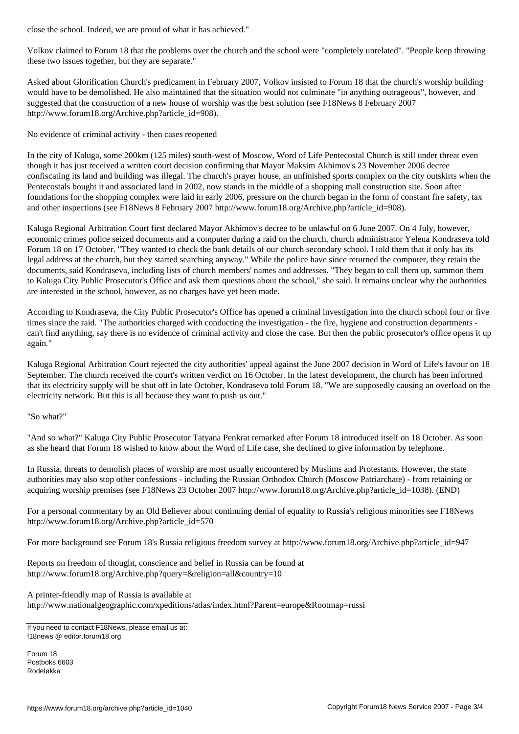close the school. Indeed, we are proud of what it has achieved."

Volkov claimed to Forum 18 that the problems over the church and the school were "completely unrelated". "People keep throwing these two issues together, but they are separate."

Asked about Glorification Church's predicament in February 2007, Volkov insisted to Forum 18 that the church's worship building would have to be demolished. He also maintained that the situation would not culminate "in anything outrageous", however, and suggested that the construction of a new house of worship was the best solution (see F18News 8 February 2007 http://www.forum18.org/Archive.php?article_id=908).

No evidence of criminal activity - then cases reopened

In the city of Kaluga, some 200km (125 miles) south-west of Moscow, Word of Life Pentecostal Church is still under threat even though it has just received a written court decision confirming that Mayor Maksim Akhimov's 23 November 2006 decree confiscating its land and building was illegal. The church's prayer house, an unfinished sports complex on the city outskirts when the Pentecostals bought it and associated land in 2002, now stands in the middle of a shopping mall construction site. Soon after foundations for the shopping complex were laid in early 2006, pressure on the church began in the form of constant fire safety, tax and other inspections (see F18News 8 February 2007 http://www.forum18.org/Archive.php?article_id=908).

Kaluga Regional Arbitration Court first declared Mayor Akhimov's decree to be unlawful on 6 June 2007. On 4 July, however, economic crimes police seized documents and a computer during a raid on the church, church administrator Yelena Kondraseva told Forum 18 on 17 October. "They wanted to check the bank details of our church secondary school. I told them that it only has its legal address at the church, but they started searching anyway." While the police have since returned the computer, they retain the documents, said Kondraseva, including lists of church members' names and addresses. "They began to call them up, summon them to Kaluga City Public Prosecutor's Office and ask them questions about the school," she said. It remains unclear why the authorities are interested in the school, however, as no charges have yet been made.

According to Kondraseva, the City Public Prosecutor's Office has opened a criminal investigation into the church school four or five times since the raid. "The authorities charged with conducting the investigation - the fire, hygiene and construction departments - can't find anything, say there is no evidence of criminal activity and close the case. But then the public prosecutor's office opens it up again."

Kaluga Regional Arbitration Court rejected the city authorities' appeal against the June 2007 decision in Word of Life's favour on 18 September. The church received the court's written verdict on 16 October. In the latest development, the church has been informed that its electricity supply will be shut off in late October, Kondraseva told Forum 18. "We are supposedly causing an overload on the electricity network. But this is all because they want to push us out."

"So what?"

"And so what?" Kaluga City Public Prosecutor Tatyana Penkrat remarked after Forum 18 introduced itself on 18 October. As soon as she heard that Forum 18 wished to know about the Word of Life case, she declined to give information by telephone.

In Russia, threats to demolish places of worship are most usually encountered by Muslims and Protestants. However, the state authorities may also stop other confessions - including the Russian Orthodox Church (Moscow Patriarchate) - from retaining or acquiring worship premises (see F18News 23 October 2007 http://www.forum18.org/Archive.php?article_id=1038). (END)

For a personal commentary by an Old Believer about continuing denial of equality to Russia's religious minorities see F18News http://www.forum18.org/Archive.php?article_id=570

For more background see Forum 18's Russia religious freedom survey at http://www.forum18.org/Archive.php?article_id=947

Reports on freedom of thought, conscience and belief in Russia can be found at http://www.forum18.org/Archive.php?query=&religion=all&country=10

A printer-friendly map of Russia is available at http://www.nationalgeographic.com/xpeditions/atlas/index.html?Parent=europe&Rootmap=russi

If you need to contact F18News, please email us at:
f18news @ editor.forum18.org

Forum 18
Postboks 6603
Rodeløkka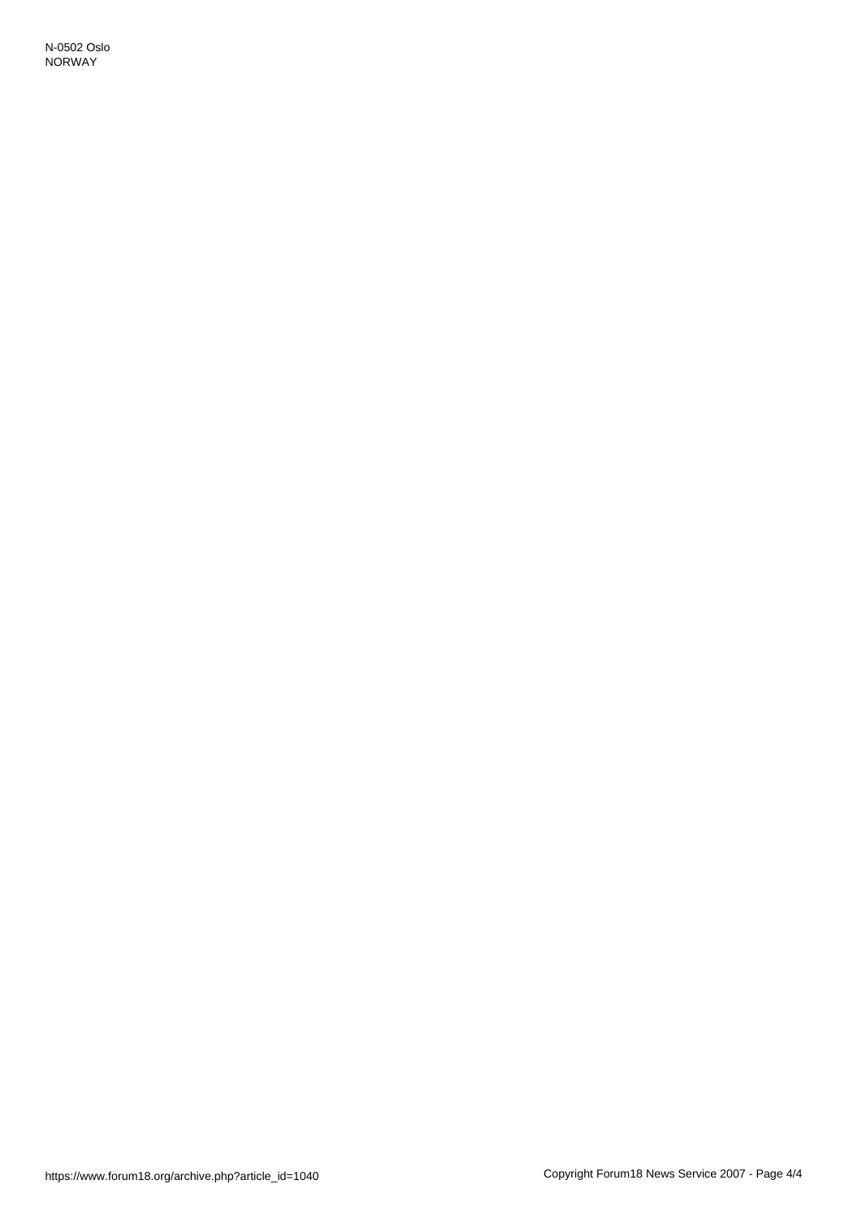N-0502 Oslo
NORWAY